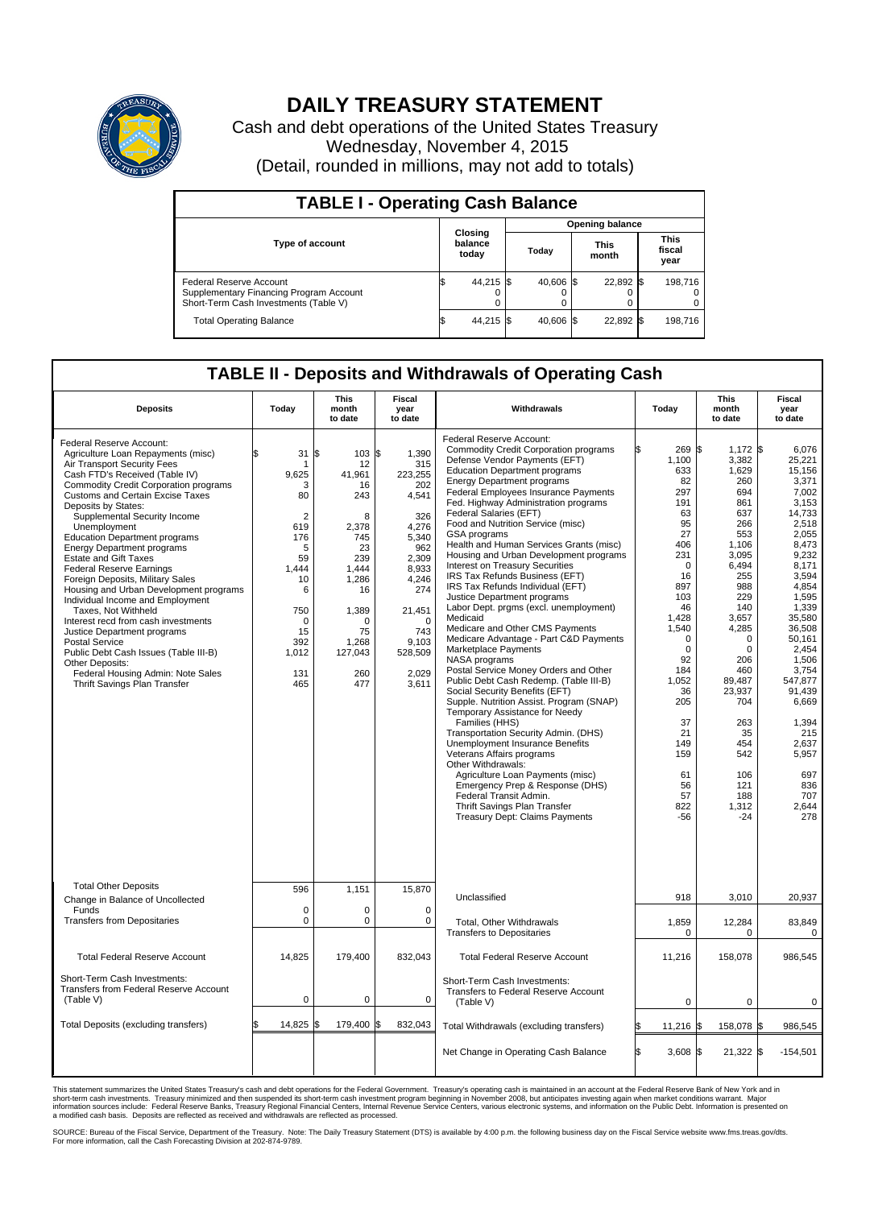# DAILY TREASURY STATEMENT

Cash and debt operations of the United States Treasury

Wednesday, November 4, 2015

(Detail, rounded in millions, may not add to totals)

## TABLE I - Operating Cash Balance

| Type of account | Closing balance today | Opening balance Today | Opening balance This month | Opening balance This fiscal year |
|---|---|---|---|---|
| Federal Reserve Account | $ 44,215 | $ 40,606 | $ 22,892 | $ 198,716 |
| Supplementary Financing Program Account | 0 | 0 | 0 | 0 |
| Short-Term Cash Investments (Table V) | 0 | 0 | 0 | 0 |
| Total Operating Balance | $ 44,215 | $ 40,606 | $ 22,892 | $ 198,716 |

## TABLE II - Deposits and Withdrawals of Operating Cash

| Deposits | Today | This month to date | Fiscal year to date | Withdrawals | Today | This month to date | Fiscal year to date |
|---|---|---|---|---|---|---|---|
| Federal Reserve Account: | | | | Federal Reserve Account: | | | |
| Agriculture Loan Repayments (misc) | $ 31 | $ 103 | $ 1,390 | Commodity Credit Corporation programs | $ 269 | $ 1,172 | $ 6,076 |
| Air Transport Security Fees | 1 | 12 | 315 | Defense Vendor Payments (EFT) | 1,100 | 3,382 | 25,221 |
| Cash FTD's Received (Table IV) | 9,625 | 41,961 | 223,255 | Education Department programs | 633 | 1,629 | 15,156 |
| Commodity Credit Corporation programs | 3 | 16 | 202 | Energy Department programs | 82 | 260 | 3,371 |
| Customs and Certain Excise Taxes | 80 | 243 | 4,541 | Federal Employees Insurance Payments | 297 | 694 | 7,002 |
| Deposits by States: | | | | Fed. Highway Administration programs | 191 | 861 | 3,153 |
| Supplemental Security Income | 2 | 8 | 326 | Federal Salaries (EFT) | 63 | 637 | 14,733 |
| Unemployment | 619 | 2,378 | 4,276 | Food and Nutrition Service (misc) | 95 | 266 | 2,518 |
| Education Department programs | 176 | 745 | 5,340 | GSA programs | 27 | 553 | 2,055 |
| Energy Department programs | 5 | 23 | 962 | Health and Human Services Grants (misc) | 406 | 1,106 | 8,473 |
| Estate and Gift Taxes | 59 | 239 | 2,309 | Housing and Urban Development programs | 231 | 3,095 | 9,232 |
| Federal Reserve Earnings | 1,444 | 1,444 | 8,933 | Interest on Treasury Securities | 0 | 6,494 | 8,171 |
| Foreign Deposits, Military Sales | 10 | 1,286 | 4,246 | IRS Tax Refunds Business (EFT) | 16 | 255 | 3,594 |
| Housing and Urban Development programs | 6 | 16 | 274 | IRS Tax Refunds Individual (EFT) | 897 | 988 | 4,854 |
| Individual Income and Employment Taxes, Not Withheld | 750 | 1,389 | 21,451 | Justice Department programs | 103 | 229 | 1,595 |
| Interest recd from cash investments | 0 | 0 | 0 | Labor Dept. prgms (excl. unemployment) | 46 | 140 | 1,339 |
| Justice Department programs | 15 | 75 | 743 | Medicaid | 1,428 | 3,657 | 35,580 |
| Postal Service | 392 | 1,268 | 9,103 | Medicare and Other CMS Payments | 1,540 | 4,285 | 36,508 |
| Public Debt Cash Issues (Table III-B) | 1,012 | 127,043 | 528,509 | Medicare Advantage - Part C&D Payments | 0 | 0 | 50,161 |
| Other Deposits: | | | | Marketplace Payments | 0 | 0 | 2,454 |
| Federal Housing Admin: Note Sales | 131 | 260 | 2,029 | NASA programs | 92 | 206 | 1,506 |
| Thrift Savings Plan Transfer | 465 | 477 | 3,611 | Postal Service Money Orders and Other | 184 | 460 | 3,754 |
| | | | | Public Debt Cash Redemp. (Table III-B) | 1,052 | 89,487 | 547,877 |
| | | | | Social Security Benefits (EFT) | 36 | 23,937 | 91,439 |
| | | | | Supple. Nutrition Assist. Program (SNAP) | 205 | 704 | 6,669 |
| | | | | Temporary Assistance for Needy Families (HHS) | 37 | 263 | 1,394 |
| | | | | Transportation Security Admin. (DHS) | 21 | 35 | 215 |
| | | | | Unemployment Insurance Benefits | 149 | 454 | 2,637 |
| | | | | Veterans Affairs programs | 159 | 542 | 5,957 |
| | | | | Other Withdrawals: | | | |
| | | | | Agriculture Loan Payments (misc) | 61 | 106 | 697 |
| | | | | Emergency Prep & Response (DHS) | 56 | 121 | 836 |
| | | | | Federal Transit Admin. | 57 | 188 | 707 |
| | | | | Thrift Savings Plan Transfer | 822 | 1,312 | 2,644 |
| | | | | Treasury Dept: Claims Payments | -56 | -24 | 278 |
| Total Other Deposits | 596 | 1,151 | 15,870 | Unclassified | 918 | 3,010 | 20,937 |
| Change in Balance of Uncollected Funds | 0 | 0 | 0 | | | | |
| Transfers from Depositaries | 0 | 0 | 0 | Total, Other Withdrawals | 1,859 | 12,284 | 83,849 |
| | | | | Transfers to Depositaries | 0 | 0 | 0 |
| Total Federal Reserve Account | 14,825 | 179,400 | 832,043 | Total Federal Reserve Account | 11,216 | 158,078 | 986,545 |
| Short-Term Cash Investments: Transfers from Federal Reserve Account (Table V) | 0 | 0 | 0 | Short-Term Cash Investments: Transfers to Federal Reserve Account (Table V) | 0 | 0 | 0 |
| Total Deposits (excluding transfers) | $ 14,825 | $ 179,400 | $ 832,043 | Total Withdrawals (excluding transfers) | $ 11,216 | $ 158,078 | $ 986,545 |
| | | | | Net Change in Operating Cash Balance | $ 3,608 | $ 21,322 | $ -154,501 |

This statement summarizes the United States Treasury's cash and debt operations for the Federal Government. Treasury's operating cash is maintained in an account at the Federal Reserve Bank of New York and in short-term cash investments. Treasury minimized and then suspended its short-term cash investment program beginning in November 2008, but anticipates investing again when market conditions warrant. Major information sources include: Federal Reserve Banks, Treasury Regional Financial Centers, Internal Revenue Service Centers, various electronic systems, and information on the Public Debt. Information is presented on a modified cash basis. Deposits are reflected as received and withdrawals are reflected as processed.

SOURCE: Bureau of the Fiscal Service, Department of the Treasury. Note: The Daily Treasury Statement (DTS) is available by 4:00 p.m. the following business day on the Fiscal Service website www.fms.treas.gov/dts. For more information, call the Cash Forecasting Division at 202-874-9789.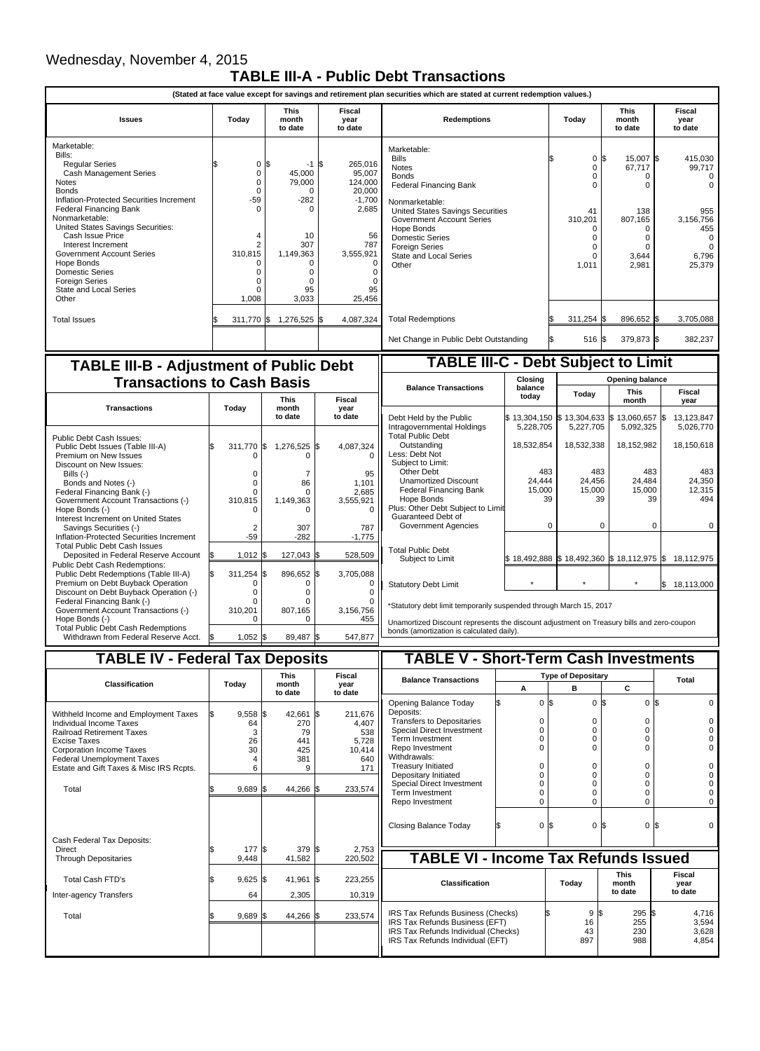Wednesday, November 4, 2015

# TABLE III-A - Public Debt Transactions

(Stated at face value except for savings and retirement plan securities which are stated at current redemption values.)

| Issues | Today | This month to date | Fiscal year to date |
|---|---|---|---|
| Marketable: | | | |
| Bills: | | | |
| Regular Series | $ 0 | $ -1 | $ 265,016 |
| Cash Management Series | 0 | 45,000 | 95,007 |
| Notes | 0 | 79,000 | 124,000 |
| Bonds | 0 | 0 | 20,000 |
| Inflation-Protected Securities Increment | -59 | -282 | -1,700 |
| Federal Financing Bank | 0 | 0 | 2,685 |
| Nonmarketable: | | | |
| United States Savings Securities: | | | |
| Cash Issue Price | 4 | 10 | 56 |
| Interest Increment | 2 | 307 | 787 |
| Government Account Series | 310,815 | 1,149,363 | 3,555,921 |
| Hope Bonds | 0 | 0 | 0 |
| Domestic Series | 0 | 0 | 0 |
| Foreign Series | 0 | 0 | 0 |
| State and Local Series | 0 | 95 | 95 |
| Other | 1,008 | 3,033 | 25,456 |
| Total Issues | $ 311,770 | $ 1,276,525 | $ 4,087,324 |

| Redemptions | Today | This month to date | Fiscal year to date |
|---|---|---|---|
| Marketable: | | | |
| Bills | $ 0 | $ 15,007 | $ 415,030 |
| Notes | 0 | 67,717 | 99,717 |
| Bonds | 0 | 0 | 0 |
| Federal Financing Bank | 0 | 0 | 0 |
| Nonmarketable: | | | |
| United States Savings Securities | 41 | 138 | 955 |
| Government Account Series | 310,201 | 807,165 | 3,156,756 |
| Hope Bonds | 0 | 0 | 455 |
| Domestic Series | 0 | 0 | 0 |
| Foreign Series | 0 | 0 | 0 |
| State and Local Series | 0 | 3,644 | 6,796 |
| Other | 1,011 | 2,981 | 25,379 |
| Total Redemptions | $ 311,254 | $ 896,652 | $ 3,705,088 |
| Net Change in Public Debt Outstanding | $ 516 | $ 379,873 | $ 382,237 |

# TABLE III-B - Adjustment of Public Debt Transactions to Cash Basis

| Transactions | Today | This month to date | Fiscal year to date |
|---|---|---|---|
| Public Debt Cash Issues: | | | |
| Public Debt Issues (Table III-A) | $ 311,770 | $ 1,276,525 | $ 4,087,324 |
| Premium on New Issues | 0 | 0 | 0 |
| Discount on New Issues: | | | |
| Bills (-) | 0 | 7 | 95 |
| Bonds and Notes (-) | 0 | 86 | 1,101 |
| Federal Financing Bank (-) | 0 | 0 | 2,685 |
| Government Account Transactions (-) | 310,815 | 1,149,363 | 3,555,921 |
| Hope Bonds (-) | 0 | 0 | 0 |
| Interest Increment on United States Savings Securities (-) | 2 | 307 | 787 |
| Inflation-Protected Securities Increment | -59 | -282 | -1,775 |
| Total Public Debt Cash Issues Deposited in Federal Reserve Account | $ 1,012 | $ 127,043 | $ 528,509 |
| Public Debt Cash Redemptions: | | | |
| Public Debt Redemptions (Table III-A) | $ 311,254 | $ 896,652 | $ 3,705,088 |
| Premium on Debt Buyback Operation | 0 | 0 | 0 |
| Discount on Debt Buyback Operation (-) | 0 | 0 | 0 |
| Federal Financing Bank (-) | 0 | 0 | 0 |
| Government Account Transactions (-) | 310,201 | 807,165 | 3,156,756 |
| Hope Bonds (-) | 0 | 0 | 455 |
| Total Public Debt Cash Redemptions Withdrawn from Federal Reserve Acct. | $ 1,052 | $ 89,487 | $ 547,877 |

# TABLE III-C - Debt Subject to Limit

| Balance Transactions | Closing balance today | Opening balance Today | Opening balance This month | Opening balance Fiscal year |
|---|---|---|---|---|
| Debt Held by the Public | $ 13,304,150 | $ 13,304,633 | $ 13,060,657 | $ 13,123,847 |
| Intragovernmental Holdings | 5,228,705 | 5,227,705 | 5,092,325 | 5,026,770 |
| Total Public Debt Outstanding | 18,532,854 | 18,532,338 | 18,152,982 | 18,150,618 |
| Less: Debt Not Subject to Limit: | | | | |
| Other Debt | 483 | 483 | 483 | 483 |
| Unamortized Discount | 24,444 | 24,456 | 24,484 | 24,350 |
| Federal Financing Bank | 15,000 | 15,000 | 15,000 | 12,315 |
| Hope Bonds | 39 | 39 | 39 | 494 |
| Plus: Other Debt Subject to Limit | | | | |
| Guaranteed Debt of Government Agencies | 0 | 0 | 0 | 0 |
| Total Public Debt Subject to Limit | $ 18,492,888 | $ 18,492,360 | $ 18,112,975 | $ 18,112,975 |
| Statutory Debt Limit | * | * | * | $ 18,113,000 |

*Statutory debt limit temporarily suspended through March 15, 2017

Unamortized Discount represents the discount adjustment on Treasury bills and zero-coupon bonds (amortization is calculated daily).

# TABLE IV - Federal Tax Deposits

| Classification | Today | This month to date | Fiscal year to date |
|---|---|---|---|
| Withheld Income and Employment Taxes | $ 9,558 | $ 42,661 | $ 211,676 |
| Individual Income Taxes | 64 | 270 | 4,407 |
| Railroad Retirement Taxes | 3 | 79 | 538 |
| Excise Taxes | 26 | 441 | 5,728 |
| Corporation Income Taxes | 30 | 425 | 10,414 |
| Federal Unemployment Taxes | 4 | 381 | 640 |
| Estate and Gift Taxes & Misc IRS Rcpts. | 6 | 9 | 171 |
| Total | $ 9,689 | $ 44,266 | $ 233,574 |
| Cash Federal Tax Deposits: | | | |
| Direct | $ 177 | $ 379 | $ 2,753 |
| Through Depositaries | 9,448 | 41,582 | 220,502 |
| Total Cash FTD's | $ 9,625 | $ 41,961 | $ 223,255 |
| Inter-agency Transfers | 64 | 2,305 | 10,319 |
| Total | $ 9,689 | $ 44,266 | $ 233,574 |

# TABLE V - Short-Term Cash Investments

| Balance Transactions | Type of Depositary A | B | C | Total |
|---|---|---|---|---|
| Opening Balance Today | $ 0 | $ 0 | $ 0 | $ 0 |
| Deposits: | | | | |
| Transfers to Depositaries | 0 | 0 | 0 | 0 |
| Special Direct Investment | 0 | 0 | 0 | 0 |
| Term Investment | 0 | 0 | 0 | 0 |
| Repo Investment | 0 | 0 | 0 | 0 |
| Withdrawals: | | | | |
| Treasury Initiated | 0 | 0 | 0 | 0 |
| Depositary Initiated | 0 | 0 | 0 | 0 |
| Special Direct Investment | 0 | 0 | 0 | 0 |
| Term Investment | 0 | 0 | 0 | 0 |
| Repo Investment | 0 | 0 | 0 | 0 |
| Closing Balance Today | $ 0 | $ 0 | $ 0 | $ 0 |

# TABLE VI - Income Tax Refunds Issued

| Classification | Today | This month to date | Fiscal year to date |
|---|---|---|---|
| IRS Tax Refunds Business (Checks) | $ 9 | $ 295 | $ 4,716 |
| IRS Tax Refunds Business (EFT) | 16 | 255 | 3,594 |
| IRS Tax Refunds Individual (Checks) | 43 | 230 | 3,628 |
| IRS Tax Refunds Individual (EFT) | 897 | 988 | 4,854 |